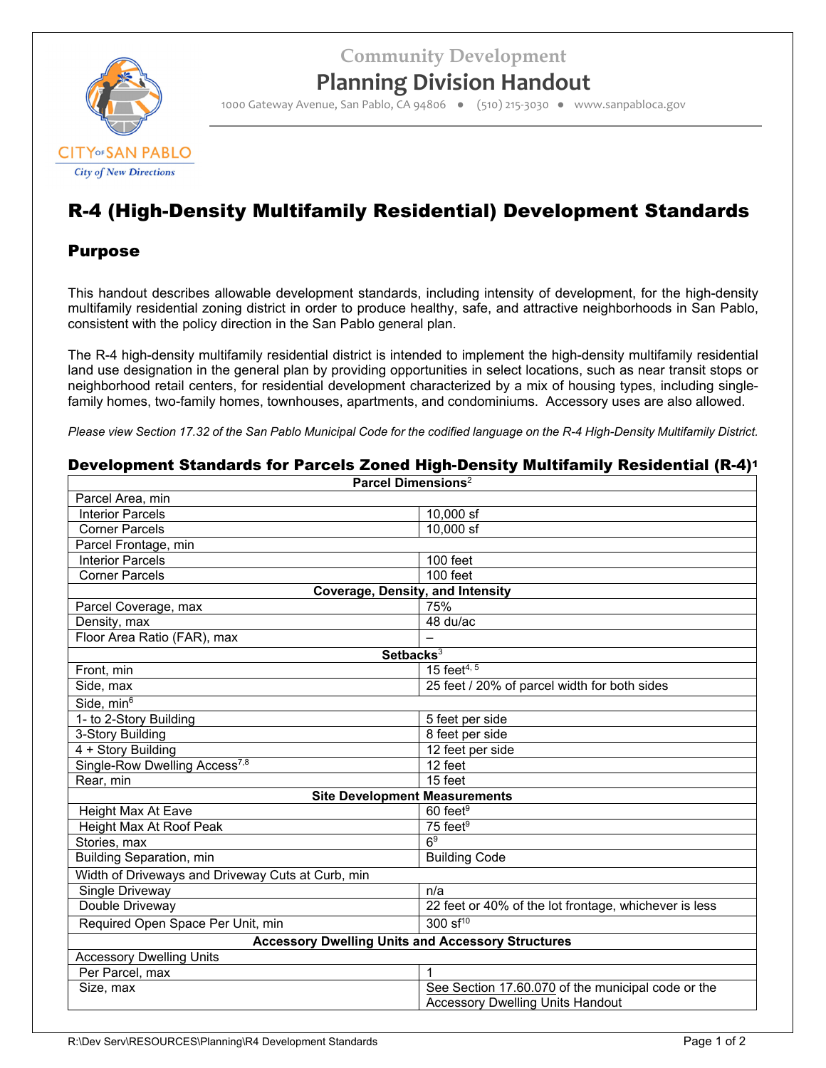Community Development

# Planning Division Handout

1000 Gateway Avenue, San Pablo, CA 94806 ● (510) 215-3030 ● www.sanpabloca.gov

CITY OF SAN PABLO
*City of New Directions*

# R-4 (High-Density Multifamily Residential) Development Standards

## Purpose

This handout describes allowable development standards, including intensity of development, for the high-density multifamily residential zoning district in order to produce healthy, safe, and attractive neighborhoods in San Pablo, consistent with the policy direction in the San Pablo general plan.

The R-4 high-density multifamily residential district is intended to implement the high-density multifamily residential land use designation in the general plan by providing opportunities in select locations, such as near transit stops or neighborhood retail centers, for residential development characterized by a mix of housing types, including single-family homes, two-family homes, townhouses, apartments, and condominiums. Accessory uses are also allowed.

*Please view Section 17.32 of the San Pablo Municipal Code for the codified language on the R-4 High-Density Multifamily District.*

### Development Standards for Parcels Zoned High-Density Multifamily Residential (R-4)[1]

| **Parcel Dimensions**[2] | |
|---|---|
| Parcel Area, min | |
| Interior Parcels | 10,000 sf |
| Corner Parcels | 10,000 sf |
| Parcel Frontage, min | |
| Interior Parcels | 100 feet |
| Corner Parcels | 100 feet |
| **Coverage, Density, and Intensity** | |
| Parcel Coverage, max | 75% |
| Density, max | 48 du/ac |
| Floor Area Ratio (FAR), max | – |
| **Setbacks**[3] | |
| Front, min | 15 feet[4, 5] |
| Side, max | 25 feet / 20% of parcel width for both sides |
| Side, min[6] | |
| 1- to 2-Story Building | 5 feet per side |
| 3-Story Building | 8 feet per side |
| 4 + Story Building | 12 feet per side |
| Single-Row Dwelling Access[7,8] | 12 feet |
| Rear, min | 15 feet |
| **Site Development Measurements** | |
| Height Max At Eave | 60 feet[9] |
| Height Max At Roof Peak | 75 feet[9] |
| Stories, max | 6[9] |
| Building Separation, min | Building Code |
| Width of Driveways and Driveway Cuts at Curb, min | |
| Single Driveway | n/a |
| Double Driveway | 22 feet or 40% of the lot frontage, whichever is less |
| Required Open Space Per Unit, min | 300 sf[10] |
| **Accessory Dwelling Units and Accessory Structures** | |
| Accessory Dwelling Units | |
| Per Parcel, max | 1 |
| Size, max | See Section 17.60.070 of the municipal code or the Accessory Dwelling Units Handout |

R:\Dev Serv\RESOURCES\Planning\R4 Development Standards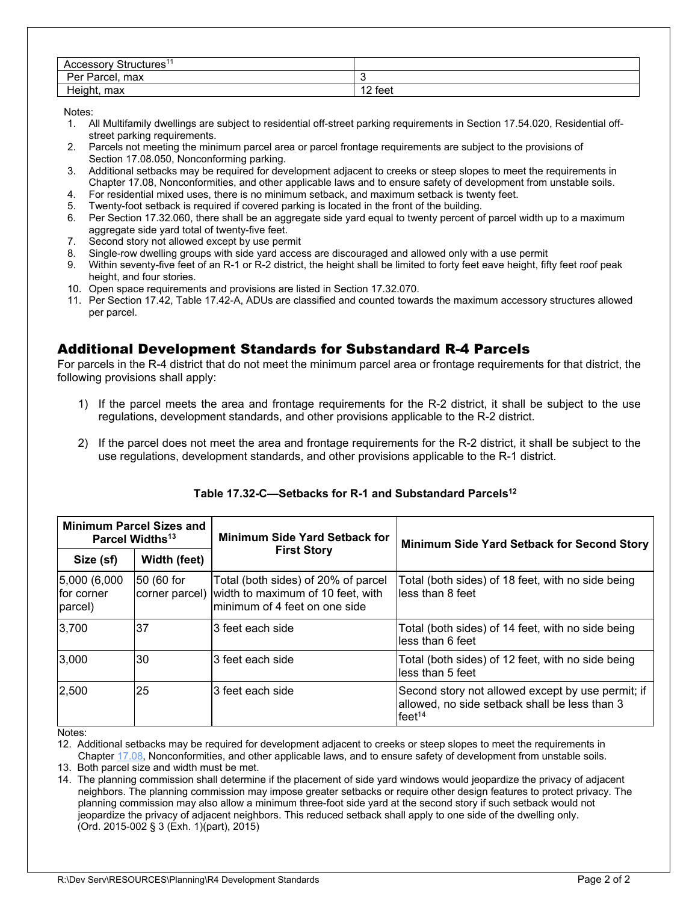| | |
|---|---|
| Accessory Structures[11] | |
| Per Parcel, max | 3 |
| Height, max | 12 feet |

Notes:

1. All Multifamily dwellings are subject to residential off-street parking requirements in Section 17.54.020, Residential off-street parking requirements.
2. Parcels not meeting the minimum parcel area or parcel frontage requirements are subject to the provisions of Section 17.08.050, Nonconforming parking.
3. Additional setbacks may be required for development adjacent to creeks or steep slopes to meet the requirements in Chapter 17.08, Nonconformities, and other applicable laws and to ensure safety of development from unstable soils.
4. For residential mixed uses, there is no minimum setback, and maximum setback is twenty feet.
5. Twenty-foot setback is required if covered parking is located in the front of the building.
6. Per Section 17.32.060, there shall be an aggregate side yard equal to twenty percent of parcel width up to a maximum aggregate side yard total of twenty-five feet.
7. Second story not allowed except by use permit
8. Single-row dwelling groups with side yard access are discouraged and allowed only with a use permit
9. Within seventy-five feet of an R-1 or R-2 district, the height shall be limited to forty feet eave height, fifty feet roof peak height, and four stories.
10. Open space requirements and provisions are listed in Section 17.32.070.
11. Per Section 17.42, Table 17.42-A, ADUs are classified and counted towards the maximum accessory structures allowed per parcel.

## Additional Development Standards for Substandard R-4 Parcels

For parcels in the R-4 district that do not meet the minimum parcel area or frontage requirements for that district, the following provisions shall apply:

1) If the parcel meets the area and frontage requirements for the R-2 district, it shall be subject to the use regulations, development standards, and other provisions applicable to the R-2 district.

2) If the parcel does not meet the area and frontage requirements for the R-2 district, it shall be subject to the use regulations, development standards, and other provisions applicable to the R-1 district.

**Table 17.32-C—Setbacks for R-1 and Substandard Parcels[12]**

| Minimum Parcel Sizes and Parcel Widths[13] | | Minimum Side Yard Setback for First Story | Minimum Side Yard Setback for Second Story |
|---|---|---|---|
| Size (sf) | Width (feet) | | |
| 5,000 (6,000 for corner parcel) | 50 (60 for corner parcel) | Total (both sides) of 20% of parcel width to maximum of 10 feet, with minimum of 4 feet on one side | Total (both sides) of 18 feet, with no side being less than 8 feet |
| 3,700 | 37 | 3 feet each side | Total (both sides) of 14 feet, with no side being less than 6 feet |
| 3,000 | 30 | 3 feet each side | Total (both sides) of 12 feet, with no side being less than 5 feet |
| 2,500 | 25 | 3 feet each side | Second story not allowed except by use permit; if allowed, no side setback shall be less than 3 feet[14] |

Notes:

12. Additional setbacks may be required for development adjacent to creeks or steep slopes to meet the requirements in Chapter 17.08, Nonconformities, and other applicable laws, and to ensure safety of development from unstable soils.
13. Both parcel size and width must be met.
14. The planning commission shall determine if the placement of side yard windows would jeopardize the privacy of adjacent neighbors. The planning commission may impose greater setbacks or require other design features to protect privacy. The planning commission may also allow a minimum three-foot side yard at the second story if such setback would not jeopardize the privacy of adjacent neighbors. This reduced setback shall apply to one side of the dwelling only. (Ord. 2015-002 § 3 (Exh. 1)(part), 2015)